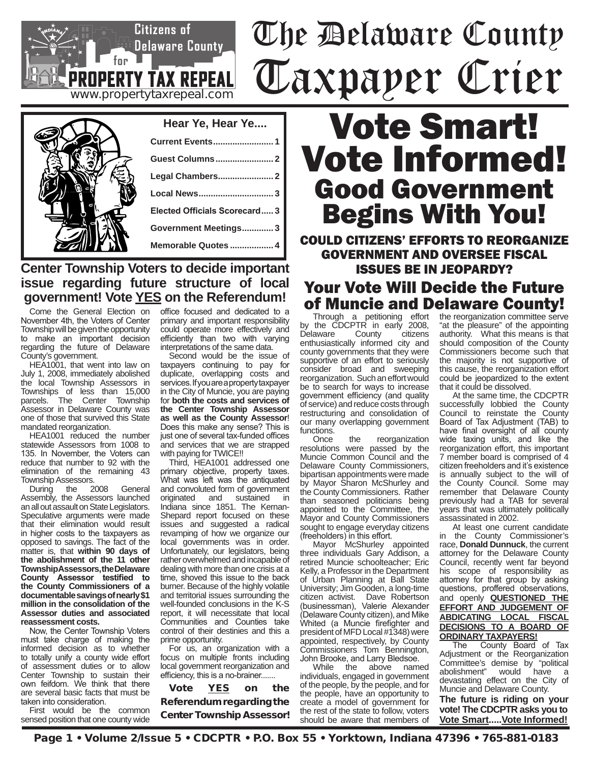Citizens of Delaware County for PROPERTY TAX REPEAL
www.propertytaxrepeal.com

# The Delaware County Taxpayer Crier

**Hear Ye, Hear Ye....**

- Current Events........................ 1
- Guest Columns........................ 2
- Legal Chambers....................... 2
- Local News.............................. 3
- Elected Officials Scorecard..... 3
- Government Meetings............. 3
- Memorable Quotes ................. 4

## Center Township Voters to decide important issue regarding future structure of local government! Vote YES on the Referendum!

Come the General Election on November 4th, the Voters of Center Township will be given the opportunity to make an important decision regarding the future of Delaware County's government.

HEA1001, that went into law on July 1, 2008, immediately abolished the local Township Assessors in Townships of less than 15,000 parcels. The Center Township Assessor in Delaware County was one of those that survived this State mandated reorganization.

HEA1001 reduced the number statewide Assessors from 1008 to 135. In November, the Voters can reduce that number to 92 with the elimination of the remaining 43 Township Assessors.

During the 2008 General Assembly, the Assessors launched an all out assault on State Legislators. Speculative arguments were made that their elimination would result in higher costs to the taxpayers as opposed to savings. The fact of the matter is, that **within 90 days of the abolishment of the 11 other Township Assessors, the Delaware County Assessor testified to the County Commissioners of a documentable savings of nearly $1 million in the consolidation of the Assessor duties and associated reassessment costs.**

Now, the Center Township Voters must take charge of making the informed decision as to whether to totally unify a county wide effort of assessment duties or to allow Center Township to sustain their own feifdom. We think that there are several basic facts that must be taken into consideration.

First would be the common sensed position that one county wide office focused and dedicated to a primary and important responsibility could operate more effectively and efficiently than two with varying interpretations of the same data.

Second would be the issue of taxpayers continuing to pay for duplicate, overlapping costs and services. If you are a property taxpayer in the City of Muncie, you are paying for **both the costs and services of the Center Township Assessor as well as the County Assessor**! Does this make any sense? This is just one of several tax-funded offices and services that we are strapped with paying for TWICE!!

Third, HEA1001 addressed one primary objective, property taxes. What was left was the antiquated and convoluted form of government originated and sustained in Indiana since 1851. The Kernan-Shepard report focused on these issues and suggested a radical revamping of how we organize our local governments was in order. Unfortunately, our legislators, being rather overwhelmed and incapable of dealing with more than one crisis at a time, shoved this issue to the back burner. Because of the highly volatile and territorial issues surrounding the well-founded conclusions in the K-S report, it will necessitate that local Communities and Counties take control of their destinies and this a prime opportunity.

For us, an organization with a focus on multiple fronts including local government reorganization and efficiency, this is a no-brainer.......

**Vote YES on the Referendum regarding the Center Township Assessor!**

# Vote Smart! Vote Informed!

## Good Government Begins With You!

### COULD CITIZENS' EFFORTS TO REORGANIZE GOVERNMENT AND OVERSEE FISCAL ISSUES BE IN JEOPARDY?

## Your Vote Will Decide the Future of Muncie and Delaware County!

Through a petitioning effort by the CDCPTR in early 2008, Delaware County citizens enthusiastically informed city and county governments that they were supportive of an effort to seriously consider broad and sweeping reorganization. Such an effort would be to search for ways to increase government efficiency (and quality of service) and reduce costs through restructuring and consolidation of our many overlapping government functions.

Once the reorganization resolutions were passed by the Muncie Common Council and the Delaware County Commissioners, bipartisan appointments were made by Mayor Sharon McShurley and the County Commissioners. Rather than seasoned politicians being appointed to the Committee, the Mayor and County Commissioners sought to engage everyday citizens (freeholders) in this effort.

Mayor McShurley appointed three individuals Gary Addison, a retired Muncie schoolteacher; Eric Kelly, a Professor in the Department of Urban Planning at Ball State University; Jim Gooden, a long-time citizen activist. Dave Robertson (businessman), Valerie Alexander (Delaware County citizen), and Mike Whited (a Muncie firefighter and president of MFD Local #1348) were appointed, respectively, by County Commissioners Tom Bennington, John Brooke, and Larry Bledsoe.

While the above named individuals, engaged in government of the people, by the people, and for the people, have an opportunity to create a model of government for the rest of the state to follow, voters should be aware that members of the reorganization committee serve "at the pleasure" of the appointing authority. What this means is that should composition of the County Commissioners become such that the majority is not supportive of this cause, the reorganization effort could be jeopardized to the extent that it could be dissolved.

At the same time, the CDCPTR successfully lobbied the County Council to reinstate the County Board of Tax Adjustment (TAB) to have final oversight of all county wide taxing units, and like the reorganization effort, this important 7 member board is comprised of 4 citizen freeholders and it's existence is annually subject to the will of the County Council. Some may remember that Delaware County previously had a TAB for several years that was ultimately politically assassinated in 2002.

At least one current candidate in the County Commissioner's race, **Donald Dunnuck**, the current attorney for the Delaware County Council, recently went far beyond his scope of responsibility as attorney for that group by asking questions, proffered observations, and openly **QUESTIONED THE EFFORT AND JUDGEMENT OF ABDICATING LOCAL FISCAL DECISIONS TO A BOARD OF ORDINARY TAXPAYERS!**

The County Board of Tax Adjustment or the Reorganization Committee's demise by "political abolishment" would have a devastating effect on the City of Muncie and Delaware County.

**The future is riding on your vote! The CDCPTR asks you to Vote Smart.....Vote Informed!**

Page 1 • Volume 2/Issue 5 • CDCPTR • P.O. Box 55 • Yorktown, Indiana 47396 • 765-881-0183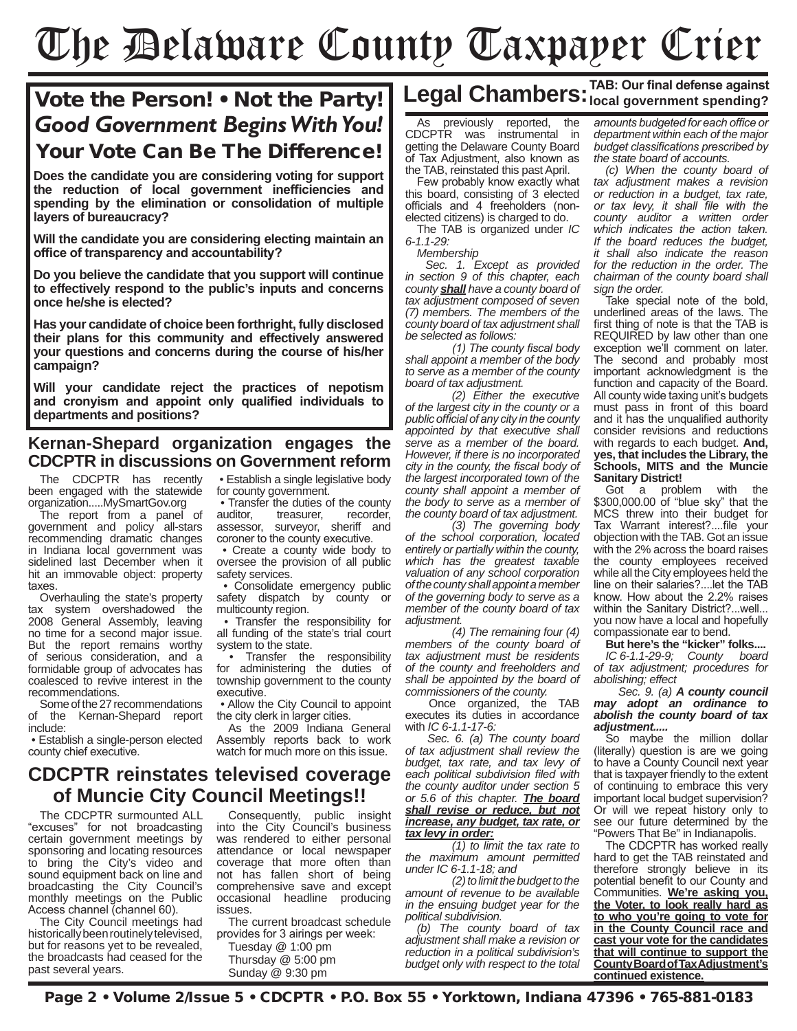# The Delaware County Taxpayer Crier

## Vote the Person! • Not the Party!

### *Good Government Begins With You!*

### Your Vote Can Be The Difference!

**Does the candidate you are considering voting for support the reduction of local government inefficiencies and spending by the elimination or consolidation of multiple layers of bureaucracy?**

**Will the candidate you are considering electing maintain an office of transparency and accountability?**

**Do you believe the candidate that you support will continue to effectively respond to the public's inputs and concerns once he/she is elected?**

**Has your candidate of choice been forthright, fully disclosed their plans for this community and effectively answered your questions and concerns during the course of his/her campaign?**

**Will your candidate reject the practices of nepotism and cronyism and appoint only qualified individuals to departments and positions?**

## Kernan-Shepard organization engages the CDCPTR in discussions on Government reform

The CDCPTR has recently been engaged with the statewide organization.....MySmartGov.org

The report from a panel of government and policy all-stars recommending dramatic changes in Indiana local government was sidelined last December when it hit an immovable object: property taxes.

Overhauling the state's property tax system overshadowed the 2008 General Assembly, leaving no time for a second major issue. But the report remains worthy of serious consideration, and a formidable group of advocates has coalesced to revive interest in the recommendations.

Some of the 27 recommendations of the Kernan-Shepard report include:

- Establish a single-person elected county chief executive.
- Establish a single legislative body for county government.
- Transfer the duties of the county auditor, treasurer, recorder, assessor, surveyor, sheriff and coroner to the county executive.
- Create a county wide body to oversee the provision of all public safety services.
- Consolidate emergency public safety dispatch by county or multicounty region.
- Transfer the responsibility for all funding of the state's trial court system to the state.
- Transfer the responsibility for administering the duties of township government to the county executive.
- Allow the City Council to appoint the city clerk in larger cities.

As the 2009 Indiana General Assembly reports back to work watch for much more on this issue.

## CDCPTR reinstates televised coverage of Muncie City Council Meetings!!

The CDCPTR surmounted ALL "excuses" for not broadcasting certain government meetings by sponsoring and locating resources to bring the City's video and sound equipment back on line and broadcasting the City Council's monthly meetings on the Public Access channel (channel 60).

The City Council meetings had historically been routinely televised, but for reasons yet to be revealed, the broadcasts had ceased for the past several years.

Consequently, public insight into the City Council's business was rendered to either personal attendance or local newspaper coverage that more often than not has fallen short of being comprehensive save and except occasional headline producing issues.

The current broadcast schedule provides for 3 airings per week:

Tuesday @ 1:00 pm
Thursday @ 5:00 pm
Sunday @ 9:30 pm

## Legal Chambers: TAB: Our final defense against local government spending?

As previously reported, the CDCPTR was instrumental in getting the Delaware County Board of Tax Adjustment, also known as the TAB, reinstated this past April.

Few probably know exactly what this board, consisting of 3 elected officials and 4 freeholders (non-elected citizens) is charged to do.

The TAB is organized under *IC 6-1.1-29:*

*Membership*

*Sec. 1. Except as provided in section 9 of this chapter, each county* ***shall*** *have a county board of tax adjustment composed of seven (7) members. The members of the county board of tax adjustment shall be selected as follows:*

*(1) The county fiscal body shall appoint a member of the body to serve as a member of the county board of tax adjustment.*

*(2) Either the executive of the largest city in the county or a public official of any city in the county appointed by that executive shall serve as a member of the board. However, if there is no incorporated city in the county, the fiscal body of the largest incorporated town of the county shall appoint a member of the body to serve as a member of the county board of tax adjustment.*

*(3) The governing body of the school corporation, located entirely or partially within the county, which has the greatest taxable valuation of any school corporation of the county shall appoint a member of the governing body to serve as a member of the county board of tax adjustment.*

*(4) The remaining four (4) members of the county board of tax adjustment must be residents of the county and freeholders and shall be appointed by the board of commissioners of the county.*

Once organized, the TAB executes its duties in accordance with *IC 6-1.1-17-6:*

*Sec. 6. (a) The county board of tax adjustment shall review the budget, tax rate, and tax levy of each political subdivision filed with the county auditor under section 5 or 5.6 of this chapter.* ***The board shall revise or reduce, but not increase, any budget, tax rate, or tax levy in order:***

*(1) to limit the tax rate to the maximum amount permitted under IC 6-1.1-18; and*

*(2) to limit the budget to the amount of revenue to be available in the ensuing budget year for the political subdivision.*

*(b) The county board of tax adjustment shall make a revision or reduction in a political subdivision's budget only with respect to the total amounts budgeted for each office or department within each of the major budget classifications prescribed by the state board of accounts.*

*(c) When the county board of tax adjustment makes a revision or reduction in a budget, tax rate, or tax levy, it shall file with the county auditor a written order which indicates the action taken. If the board reduces the budget, it shall also indicate the reason for the reduction in the order. The chairman of the county board shall sign the order.*

Take special note of the bold, underlined areas of the laws. The first thing of note is that the TAB is REQUIRED by law other than one exception we'll comment on later. The second and probably most important acknowledgment is the function and capacity of the Board. All county wide taxing unit's budgets must pass in front of this board and it has the unqualified authority consider revisions and reductions with regards to each budget. **And, yes, that includes the Library, the Schools, MITS and the Muncie Sanitary District!**

Got a problem with the $300,000.00 of "blue sky" that the MCS threw into their budget for Tax Warrant interest?....file your objection with the TAB. Got an issue with the 2% across the board raises the county employees received while all the City employees held the line on their salaries?....let the TAB know. How about the 2.2% raises within the Sanitary District?...well... you now have a local and hopefully compassionate ear to bend.

**But here's the "kicker" folks....**

*IC 6-1.1-29-9; County board of tax adjustment; procedures for abolishing; effect*

*Sec. 9. (a)* ***A county council may adopt an ordinance to abolish the county board of tax adjustment.....***

So maybe the million dollar (literally) question is are we going to have a County Council next year that is taxpayer friendly to the extent of continuing to embrace this very important local budget supervision? Or will we repeat history only to see our future determined by the "Powers That Be" in Indianapolis.

The CDCPTR has worked really hard to get the TAB reinstated and therefore strongly believe in its potential benefit to our County and Communities. **We're asking you, the Voter, to look really hard as to who you're going to vote for in the County Council race and cast your vote for the candidates that will continue to support the County Board of Tax Adjustment's continued existence.**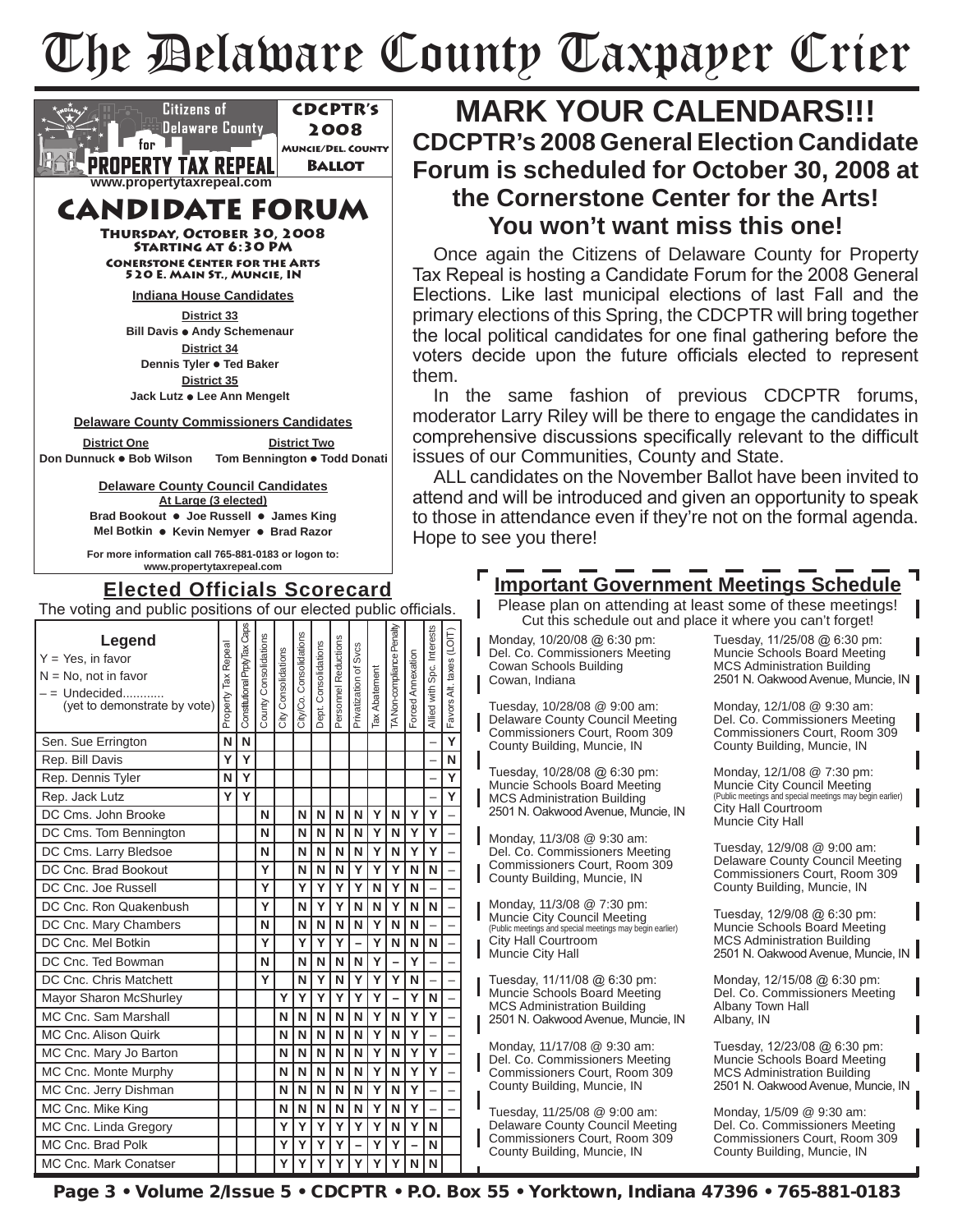# The Delaware County Taxpayer Crier

**Citizens of Delaware County for PROPERTY TAX REPEAL**
**www.propertytaxrepeal.com**

**CDCPTR's 2008 Muncie/Del. County Ballot**

## CANDIDATE FORUM

**Thursday, October 30, 2008**
**Starting at 6:30 PM**
**Conerstone Center for the Arts**
**520 E. Main St., Muncie, IN**

**Indiana House Candidates**

**District 33**
Bill Davis ● Andy Schemenaur

**District 34**
Dennis Tyler ● Ted Baker

**District 35**
Jack Lutz ● Lee Ann Mengelt

**Delaware County Commissioners Candidates**

**District One**
Don Dunnuck ● Bob Wilson

**District Two**
Tom Bennington ● Todd Donati

**Delaware County Council Candidates**
**At Large (3 elected)**
Brad Bookout ● Joe Russell ● James King
Mel Botkin ● Kevin Nemyer ● Brad Razor

For more information call 765-881-0183 or logon to: www.propertytaxrepeal.com

## MARK YOUR CALENDARS!!!

### CDCPTR's 2008 General Election Candidate Forum is scheduled for October 30, 2008 at the Cornerstone Center for the Arts! You won't want miss this one!

Once again the Citizens of Delaware County for Property Tax Repeal is hosting a Candidate Forum for the 2008 General Elections. Like last municipal elections of last Fall and the primary elections of this Spring, the CDCPTR will bring together the local political candidates for one final gathering before the voters decide upon the future officials elected to represent them.

In the same fashion of previous CDCPTR forums, moderator Larry Riley will be there to engage the candidates in comprehensive discussions specifically relevant to the difficult issues of our Communities, County and State.

ALL candidates on the November Ballot have been invited to attend and will be introduced and given an opportunity to speak to those in attendance even if they're not on the formal agenda. Hope to see you there!

## Elected Officials Scorecard

The voting and public positions of our elected public officials.

**Legend**
Y = Yes, in favor
N = No, not in favor
– = Undecided............ (yet to demonstrate by vote)

| | Property Tax Repeal | Constitutional PrptyTax Caps | County Consolidations | City Consolidations | City/Co. Consolidations | Dept. Consolidations | Personnel Reductions | Privatization of Svcs | Tax Abatement | TA Non-compliance Penalty | Forced Annexation | Allied with Spc. Interests | Favors Alt. taxes (LOIT) |
|---|---|---|---|---|---|---|---|---|---|---|---|---|---|
| Sen. Sue Errington | N | N | | | | | | | | | | – | Y |
| Rep. Bill Davis | Y | Y | | | | | | | | | | – | N |
| Rep. Dennis Tyler | N | Y | | | | | | | | | | – | Y |
| Rep. Jack Lutz | Y | Y | | | | | | | | | | – | Y |
| DC Cms. John Brooke | | | N | | N | N | N | N | Y | N | Y | Y | – |
| DC Cms. Tom Bennington | | | N | | N | N | N | N | Y | N | Y | Y | – |
| DC Cms. Larry Bledsoe | | | N | | N | N | N | N | Y | N | Y | Y | – |
| DC Cnc. Brad Bookout | | | Y | | N | N | N | Y | Y | Y | N | N | – |
| DC Cnc. Joe Russell | | | Y | | Y | Y | Y | Y | N | Y | N | – | – |
| DC Cnc. Ron Quakenbush | | | Y | | N | Y | Y | N | N | Y | N | N | – |
| DC Cnc. Mary Chambers | | | N | | N | N | N | N | Y | N | N | – | – |
| DC Cnc. Mel Botkin | | | Y | | Y | Y | Y | – | Y | N | N | N | – |
| DC Cnc. Ted Bowman | | | N | | N | N | N | N | Y | – | Y | – | – |
| DC Cnc. Chris Matchett | | | Y | | N | Y | N | Y | Y | Y | N | – | – |
| Mayor Sharon McShurley | | | | Y | Y | Y | Y | Y | Y | – | Y | N | – |
| MC Cnc. Sam Marshall | | | | N | N | N | N | N | Y | N | Y | Y | – |
| MC Cnc. Alison Quirk | | | | N | N | N | N | N | Y | N | Y | – | – |
| MC Cnc. Mary Jo Barton | | | | N | N | N | N | N | Y | N | Y | Y | – |
| MC Cnc. Monte Murphy | | | | N | N | N | N | N | Y | N | Y | Y | – |
| MC Cnc. Jerry Dishman | | | | N | N | N | N | N | Y | N | Y | – | – |
| MC Cnc. Mike King | | | | N | N | N | N | N | Y | N | Y | – | – |
| MC Cnc. Linda Gregory | | | | Y | Y | Y | Y | Y | Y | N | Y | N | |
| MC Cnc. Brad Polk | | | | Y | Y | Y | Y | – | Y | Y | – | N | |
| MC Cnc. Mark Conatser | | | | Y | Y | Y | Y | Y | Y | Y | N | N | |

## Important Government Meetings Schedule

Please plan on attending at least some of these meetings! Cut this schedule out and place it where you can't forget!

Monday, 10/20/08 @ 6:30 pm:
Del. Co. Commissioners Meeting
Cowan Schools Building
Cowan, Indiana

Tuesday, 10/28/08 @ 9:00 am:
Delaware County Council Meeting
Commissioners Court, Room 309
County Building, Muncie, IN

Tuesday, 10/28/08 @ 6:30 pm:
Muncie Schools Board Meeting
MCS Administration Building
2501 N. Oakwood Avenue, Muncie, IN

Monday, 11/3/08 @ 9:30 am:
Del. Co. Commissioners Meeting
Commissioners Court, Room 309
County Building, Muncie, IN

Monday, 11/3/08 @ 7:30 pm:
Muncie City Council Meeting
(Public meetings and special meetings may begin earlier)
City Hall Courtroom
Muncie City Hall

Tuesday, 11/11/08 @ 6:30 pm:
Muncie Schools Board Meeting
MCS Administration Building
2501 N. Oakwood Avenue, Muncie, IN

Monday, 11/17/08 @ 9:30 am:
Del. Co. Commissioners Meeting
Commissioners Court, Room 309
County Building, Muncie, IN

Tuesday, 11/25/08 @ 9:00 am:
Delaware County Council Meeting
Commissioners Court, Room 309
County Building, Muncie, IN

Tuesday, 11/25/08 @ 6:30 pm:
Muncie Schools Board Meeting
MCS Administration Building
2501 N. Oakwood Avenue, Muncie, IN

Monday, 12/1/08 @ 9:30 am:
Del. Co. Commissioners Meeting
Commissioners Court, Room 309
County Building, Muncie, IN

Monday, 12/1/08 @ 7:30 pm:
Muncie City Council Meeting
(Public meetings and special meetings may begin earlier)
City Hall Courtroom
Muncie City Hall

Tuesday, 12/9/08 @ 9:00 am:
Delaware County Council Meeting
Commissioners Court, Room 309
County Building, Muncie, IN

Tuesday, 12/9/08 @ 6:30 pm:
Muncie Schools Board Meeting
MCS Administration Building
2501 N. Oakwood Avenue, Muncie, IN

Monday, 12/15/08 @ 6:30 pm:
Del. Co. Commissioners Meeting
Albany Town Hall
Albany, IN

Tuesday, 12/23/08 @ 6:30 pm:
Muncie Schools Board Meeting
MCS Administration Building
2501 N. Oakwood Avenue, Muncie, IN

Monday, 1/5/09 @ 9:30 am:
Del. Co. Commissioners Meeting
Commissioners Court, Room 309
County Building, Muncie, IN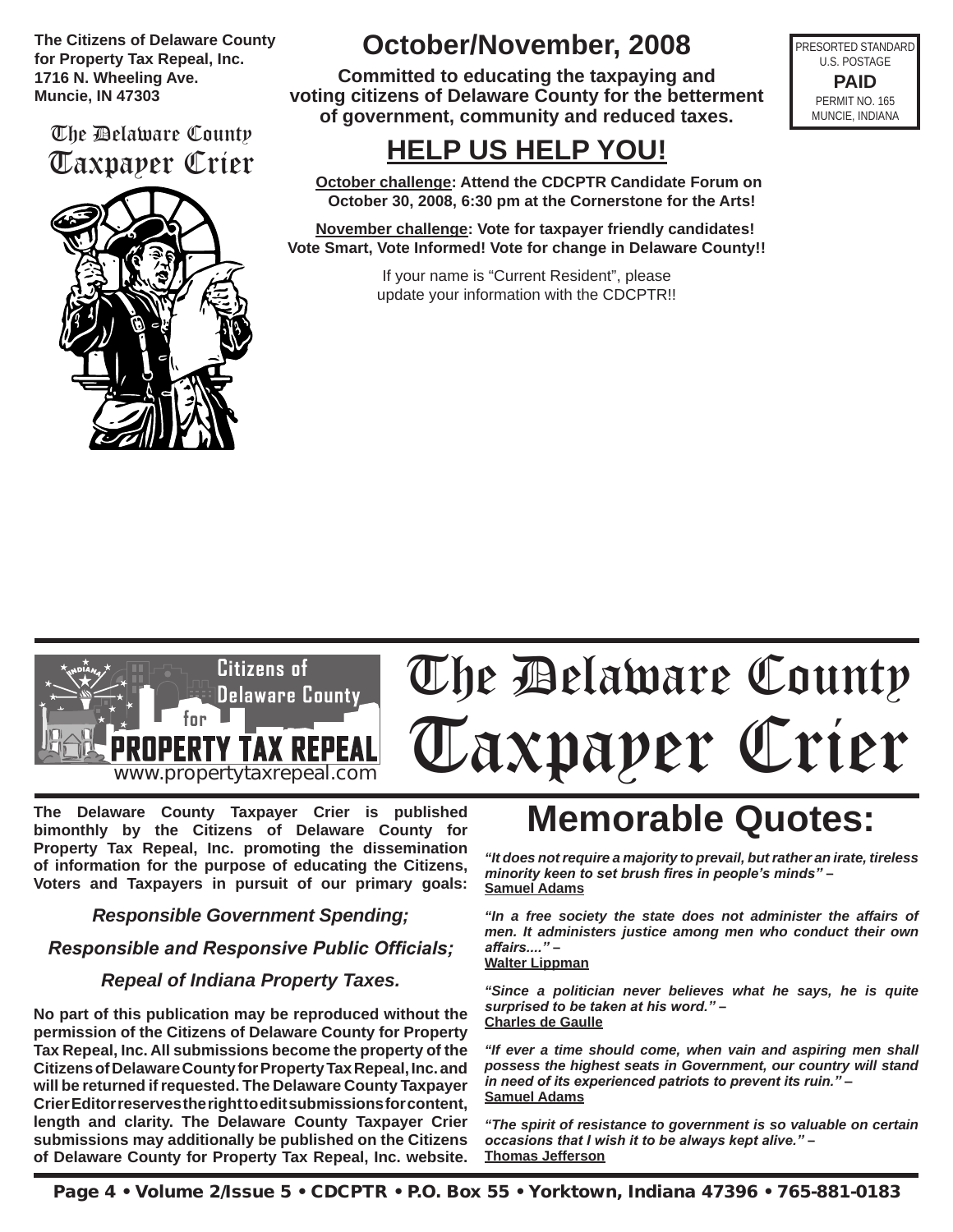The Citizens of Delaware County for Property Tax Repeal, Inc.
1716 N. Wheeling Ave.
Muncie, IN 47303

The Delaware County Taxpayer Crier

# October/November, 2008

**Committed to educating the taxpaying and voting citizens of Delaware County for the betterment of government, community and reduced taxes.**

PRESORTED STANDARD
U.S. POSTAGE
**PAID**
PERMIT NO. 165
MUNCIE, INDIANA

## HELP US HELP YOU!

**October challenge: Attend the CDCPTR Candidate Forum on October 30, 2008, 6:30 pm at the Cornerstone for the Arts!**

**November challenge: Vote for taxpayer friendly candidates! Vote Smart, Vote Informed! Vote for change in Delaware County!!**

If your name is "Current Resident", please update your information with the CDCPTR!!

Citizens of Delaware County for PROPERTY TAX REPEAL
www.propertytaxrepeal.com

# The Delaware County Taxpayer Crier

**The Delaware County Taxpayer Crier is published bimonthly by the Citizens of Delaware County for Property Tax Repeal, Inc. promoting the dissemination of information for the purpose of educating the Citizens, Voters and Taxpayers in pursuit of our primary goals:**

***Responsible Government Spending;***

***Responsible and Responsive Public Officials;***

***Repeal of Indiana Property Taxes.***

**No part of this publication may be reproduced without the permission of the Citizens of Delaware County for Property Tax Repeal, Inc. All submissions become the property of the Citizens of Delaware County for Property Tax Repeal, Inc. and will be returned if requested. The Delaware County Taxpayer Crier Editor reserves the right to edit submissions for content, length and clarity. The Delaware County Taxpayer Crier submissions may additionally be published on the Citizens of Delaware County for Property Tax Repeal, Inc. website.**

# Memorable Quotes:

***"It does not require a majority to prevail, but rather an irate, tireless minority keen to set brush fires in people's minds"* –**
**Samuel Adams**

***"In a free society the state does not administer the affairs of men. It administers justice among men who conduct their own affairs...."* –**
**Walter Lippman**

***"Since a politician never believes what he says, he is quite surprised to be taken at his word."* –**
**Charles de Gaulle**

***"If ever a time should come, when vain and aspiring men shall possess the highest seats in Government, our country will stand in need of its experienced patriots to prevent its ruin."* –**
**Samuel Adams**

***"The spirit of resistance to government is so valuable on certain occasions that I wish it to be always kept alive."* –**
**Thomas Jefferson**